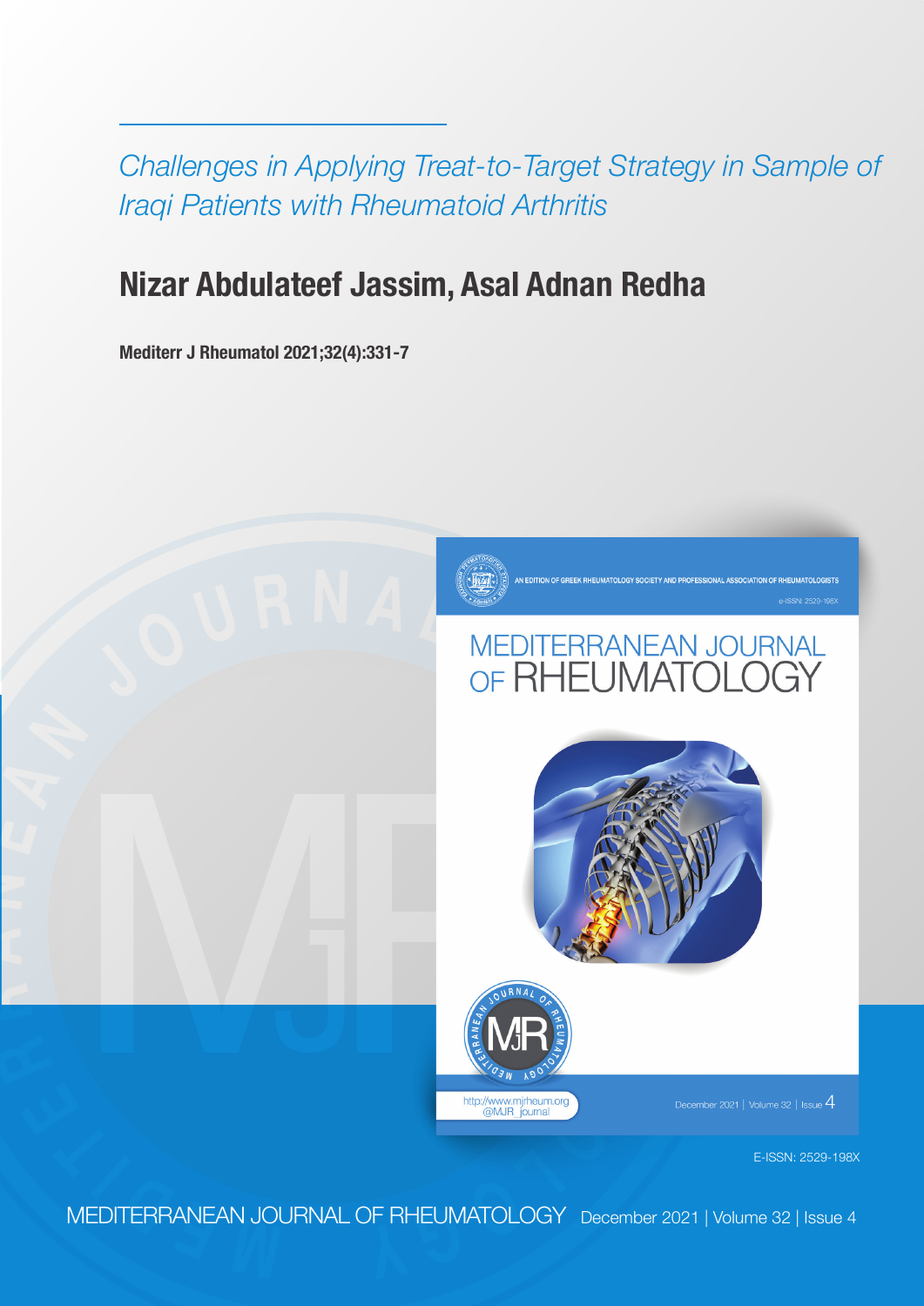*Challenges in Applying Treat-to-Target Strategy in Sample of Iraqi Patients with Rheumatoid Arthritis*

## Nizar Abdulateef Jassim, Asal Adnan Redha

**Mediterr J Rheumatol 2021;32(4):331-7**

E-ISSN: 2529-198X

MEDITERRANEAN JOURNAL OF RHEUMATOLOGY December 2021 | Volume 32 | Issue 4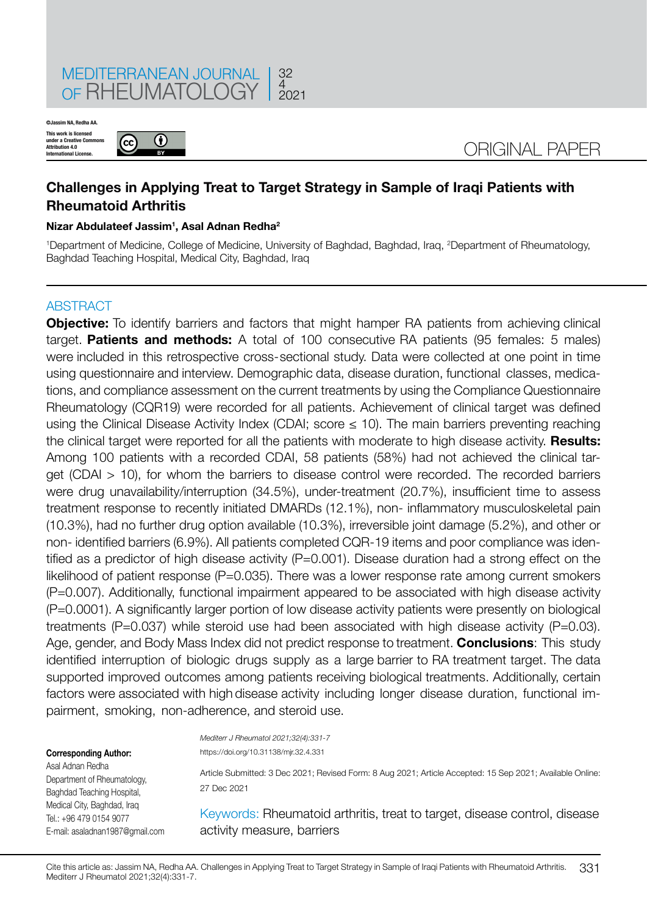©Jassim NA, Redha AA.

This work is licensed under a Creative Commons Attribution 4.0 International License.

ORIGINAL PAPER

# Challenges in Applying Treat to Target Strategy in Sample of Iraqi Patients with Rheumatoid Arthritis

**Nizar Abdulateef Jassim[1], Asal Adnan Redha[2]**

[1]Department of Medicine, College of Medicine, University of Baghdad, Baghdad, Iraq, [2]Department of Rheumatology, Baghdad Teaching Hospital, Medical City, Baghdad, Iraq

## ABSTRACT

**Objective:** To identify barriers and factors that might hamper RA patients from achieving clinical target. **Patients and methods:** A total of 100 consecutive RA patients (95 females: 5 males) were included in this retrospective cross-sectional study. Data were collected at one point in time using questionnaire and interview. Demographic data, disease duration, functional classes, medications, and compliance assessment on the current treatments by using the Compliance Questionnaire Rheumatology (CQR19) were recorded for all patients. Achievement of clinical target was defined using the Clinical Disease Activity Index (CDAI; score ≤ 10). The main barriers preventing reaching the clinical target were reported for all the patients with moderate to high disease activity. **Results:** Among 100 patients with a recorded CDAI, 58 patients (58%) had not achieved the clinical target (CDAI > 10), for whom the barriers to disease control were recorded. The recorded barriers were drug unavailability/interruption (34.5%), under-treatment (20.7%), insufficient time to assess treatment response to recently initiated DMARDs (12.1%), non- inflammatory musculoskeletal pain (10.3%), had no further drug option available (10.3%), irreversible joint damage (5.2%), and other or non- identified barriers (6.9%). All patients completed CQR-19 items and poor compliance was identified as a predictor of high disease activity (P=0.001). Disease duration had a strong effect on the likelihood of patient response (P=0.035). There was a lower response rate among current smokers (P=0.007). Additionally, functional impairment appeared to be associated with high disease activity (P=0.0001). A significantly larger portion of low disease activity patients were presently on biological treatments (P=0.037) while steroid use had been associated with high disease activity (P=0.03). Age, gender, and Body Mass Index did not predict response to treatment. **Conclusions**: This study identified interruption of biologic drugs supply as a large barrier to RA treatment target. The data supported improved outcomes among patients receiving biological treatments. Additionally, certain factors were associated with high disease activity including longer disease duration, functional impairment, smoking, non-adherence, and steroid use.

*Mediterr J Rheumatol 2021;32(4):331-7*

https://doi.org/10.31138/mjr.32.4.331

Article Submitted: 3 Dec 2021; Revised Form: 8 Aug 2021; Article Accepted: 15 Sep 2021; Available Online: 27 Dec 2021

Keywords: Rheumatoid arthritis, treat to target, disease control, disease activity measure, barriers

**Corresponding Author:**

Asal Adnan Redha
Department of Rheumatology,
Baghdad Teaching Hospital,
Medical City, Baghdad, Iraq
Tel.: +96 479 0154 9077
E-mail: asaladnan1987@gmail.com

Cite this article as: Jassim NA, Redha AA. Challenges in Applying Treat to Target Strategy in Sample of Iraqi Patients with Rheumatoid Arthritis. Mediterr J Rheumatol 2021;32(4):331-7.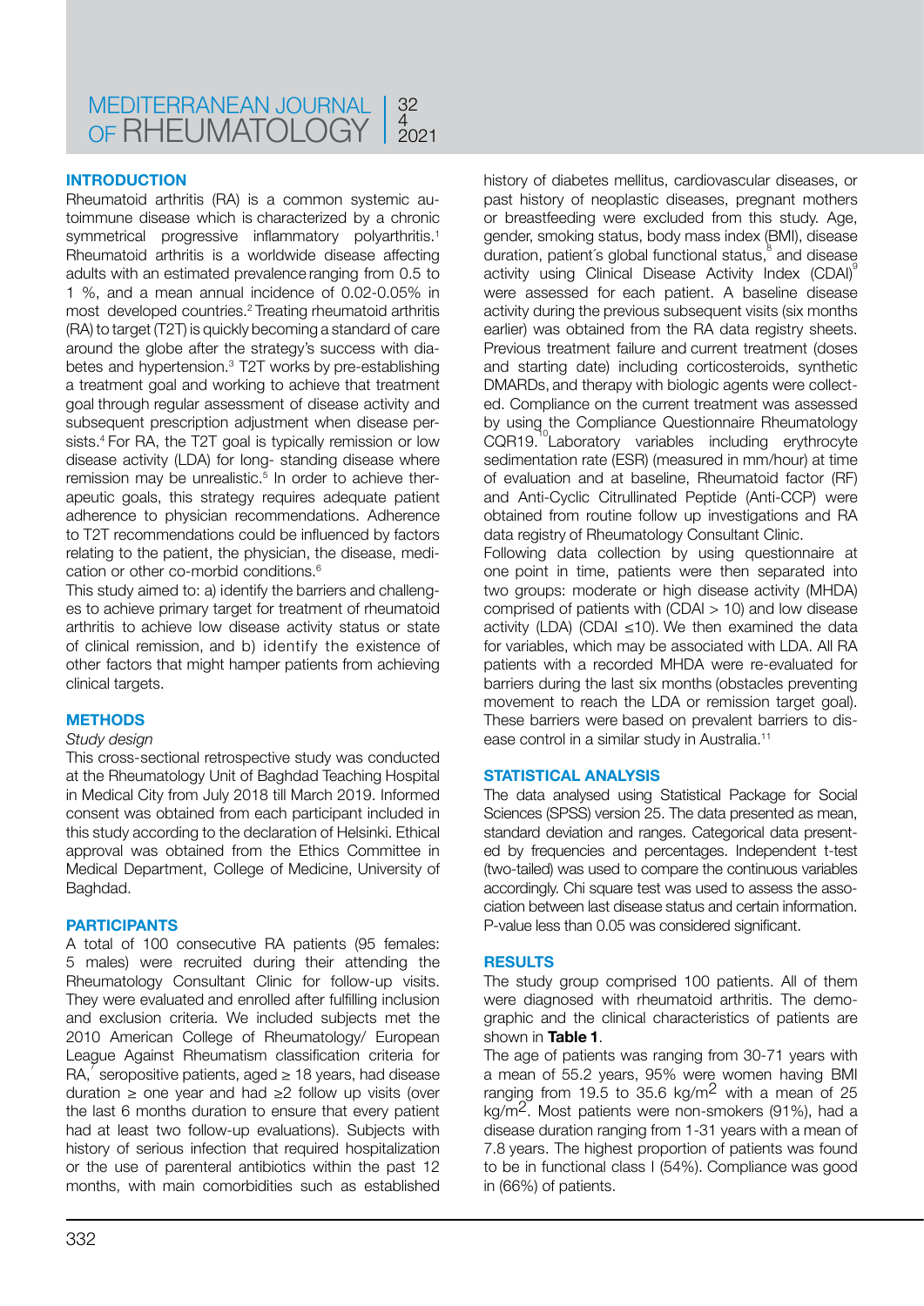## INTRODUCTION

Rheumatoid arthritis (RA) is a common systemic autoimmune disease which is characterized by a chronic symmetrical progressive inflammatory polyarthritis.[1] Rheumatoid arthritis is a worldwide disease affecting adults with an estimated prevalence ranging from 0.5 to 1 %, and a mean annual incidence of 0.02-0.05% in most developed countries.[2] Treating rheumatoid arthritis (RA) to target (T2T) is quickly becoming a standard of care around the globe after the strategy's success with diabetes and hypertension.[3] T2T works by pre-establishing a treatment goal and working to achieve that treatment goal through regular assessment of disease activity and subsequent prescription adjustment when disease persists.[4] For RA, the T2T goal is typically remission or low disease activity (LDA) for long- standing disease where remission may be unrealistic.[5] In order to achieve therapeutic goals, this strategy requires adequate patient adherence to physician recommendations. Adherence to T2T recommendations could be influenced by factors relating to the patient, the physician, the disease, medication or other co-morbid conditions.[6]

This study aimed to: a) identify the barriers and challenges to achieve primary target for treatment of rheumatoid arthritis to achieve low disease activity status or state of clinical remission, and b) identify the existence of other factors that might hamper patients from achieving clinical targets.

## METHODS

*Study design*

This cross-sectional retrospective study was conducted at the Rheumatology Unit of Baghdad Teaching Hospital in Medical City from July 2018 till March 2019. Informed consent was obtained from each participant included in this study according to the declaration of Helsinki. Ethical approval was obtained from the Ethics Committee in Medical Department, College of Medicine, University of Baghdad.

## PARTICIPANTS

A total of 100 consecutive RA patients (95 females: 5 males) were recruited during their attending the Rheumatology Consultant Clinic for follow-up visits. They were evaluated and enrolled after fulfilling inclusion and exclusion criteria. We included subjects met the 2010 American College of Rheumatology/ European League Against Rheumatism classification criteria for RA,[7] seropositive patients, aged ≥ 18 years, had disease duration ≥ one year and had ≥2 follow up visits (over the last 6 months duration to ensure that every patient had at least two follow-up visits). Subjects with history of serious infection that required hospitalization or the use of parenteral antibiotics within the past 12 months, with main comorbidities such as established history of diabetes mellitus, cardiovascular diseases, or past history of neoplastic diseases, pregnant mothers or breastfeeding were excluded from this study. Age, gender, smoking status, body mass index (BMI), disease duration, patient´s global functional status,[8] and disease activity using Clinical Disease Activity Index (CDAI)[9] were assessed for each patient. A baseline disease activity during the previous subsequent visits (six months earlier) was obtained from the RA data registry sheets. Previous treatment failure and current treatment (doses and starting date) including corticosteroids, synthetic DMARDs, and therapy with biologic agents were collected. Compliance on the current treatment was assessed by using the Compliance Questionnaire Rheumatology CQR19.[10] Laboratory variables including erythrocyte sedimentation rate (ESR) (measured in mm/hour) at time of evaluation and at baseline, Rheumatoid factor (RF) and Anti-Cyclic Citrullinated Peptide (Anti-CCP) were obtained from routine follow up investigations and RA data registry of Rheumatology Consultant Clinic.

Following data collection by using questionnaire at one point in time, patients were then separated into two groups: moderate or high disease activity (MHDA) comprised of patients with (CDAI > 10) and low disease activity (LDA) (CDAI ≤10). We then examined the data for variables, which may be associated with LDA. All RA patients with a recorded MHDA were re-evaluated for barriers during the last six months (obstacles preventing movement to reach the LDA or remission target goal). These barriers were based on prevalent barriers to disease control in a similar study in Australia.[11]

## STATISTICAL ANALYSIS

The data analysed using Statistical Package for Social Sciences (SPSS) version 25. The data presented as mean, standard deviation and ranges. Categorical data presented by frequencies and percentages. Independent t-test (two-tailed) was used to compare the continuous variables accordingly. Chi square test was used to assess the association between last disease status and certain information. P-value less than 0.05 was considered significant.

## RESULTS

The study group comprised 100 patients. All of them were diagnosed with rheumatoid arthritis. The demographic and the clinical characteristics of patients are shown in **Table 1**.

The age of patients was ranging from 30-71 years with a mean of 55.2 years, 95% were women having BMI ranging from 19.5 to 35.6 kg/m$^2$ with a mean of 25 kg/m$^2$. Most patients were non-smokers (91%), had a disease duration ranging from 1-31 years with a mean of 7.8 years. The highest proportion of patients was found to be in functional class I (54%). Compliance was good in (66%) of patients.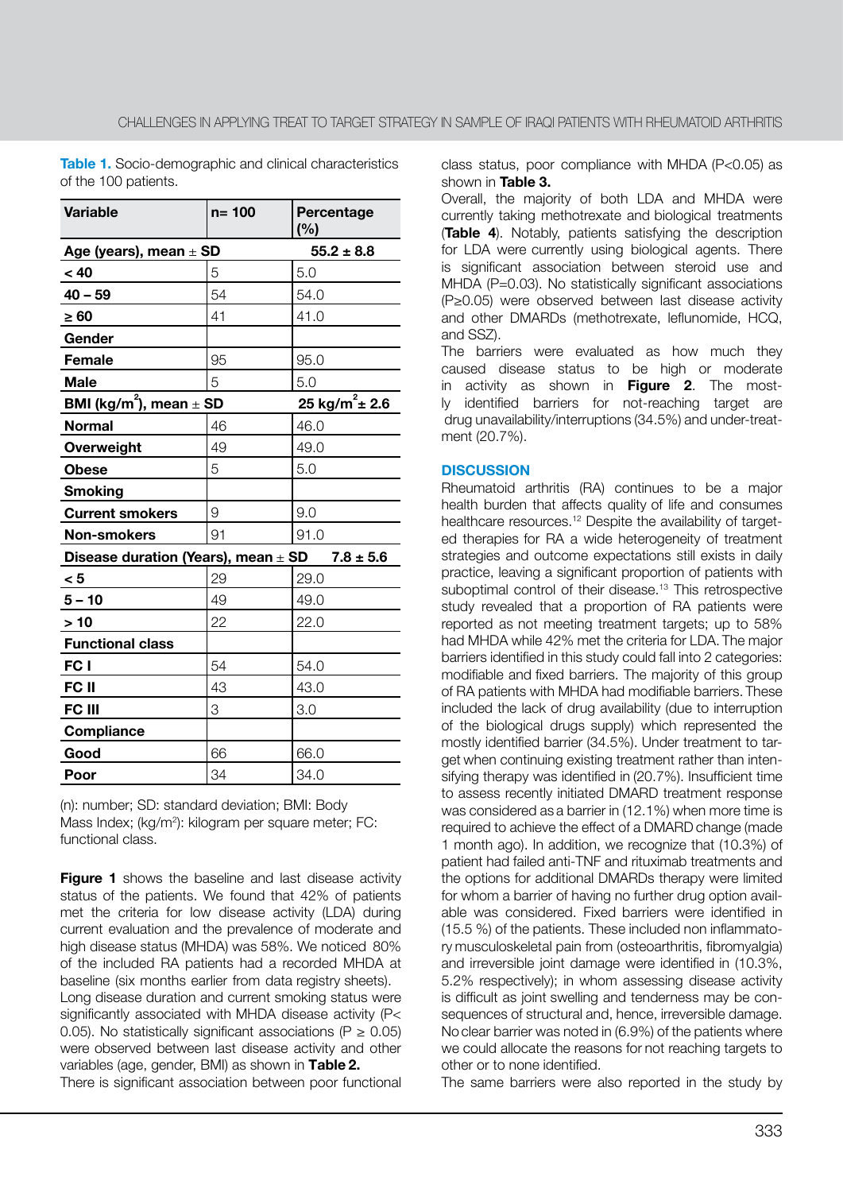**Table 1.** Socio-demographic and clinical characteristics of the 100 patients.

| Variable | n= 100 | Percentage (%) |
|---|---|---|
| **Age (years), mean ± SD** | | **55.2 ± 8.8** |
| **< 40** | 5 | 5.0 |
| **40 – 59** | 54 | 54.0 |
| **≥ 60** | 41 | 41.0 |
| **Gender** | | |
| **Female** | 95 | 95.0 |
| **Male** | 5 | 5.0 |
| **BMI (kg/m$^2$), mean ± SD** | | **25 kg/m$^2$± 2.6** |
| **Normal** | 46 | 46.0 |
| **Overweight** | 49 | 49.0 |
| **Obese** | 5 | 5.0 |
| **Smoking** | | |
| **Current smokers** | 9 | 9.0 |
| **Non-smokers** | 91 | 91.0 |
| **Disease duration (Years), mean ± SD** | | **7.8 ± 5.6** |
| **< 5** | 29 | 29.0 |
| **5 – 10** | 49 | 49.0 |
| **> 10** | 22 | 22.0 |
| **Functional class** | | |
| **FC I** | 54 | 54.0 |
| **FC II** | 43 | 43.0 |
| **FC III** | 3 | 3.0 |
| **Compliance** | | |
| **Good** | 66 | 66.0 |
| **Poor** | 34 | 34.0 |

(n): number; SD: standard deviation; BMI: Body Mass Index; (kg/m$^2$): kilogram per square meter; FC: functional class.

**Figure 1** shows the baseline and last disease activity status of the patients. We found that 42% of patients met the criteria for low disease activity (LDA) during current evaluation and the prevalence of moderate and high disease status (MHDA) was 58%. We noticed 80% of the included RA patients had a recorded MHDA at baseline (six months earlier from data registry sheets).

Long disease duration and current smoking status were significantly associated with MHDA disease activity ($P< 0.05$). No statistically significant associations ($P \geq 0.05$) were observed between last disease activity and other variables (age, gender, BMI) as shown in **Table 2.**

There is significant association between poor functional class status, poor compliance with MHDA ($P<0.05$) as shown in **Table 3.**

Overall, the majority of both LDA and MHDA were currently taking methotrexate and biological treatments (**Table 4**). Notably, patients satisfying the description for LDA were currently using biological agents. There is significant association between steroid use and MHDA ($P=0.03$). No statistically significant associations ($P\geq0.05$) were observed between last disease activity and other DMARDs (methotrexate, leflunomide, HCQ, and SSZ).

The barriers were evaluated as how much they caused disease status to be high or moderate in activity as shown in **Figure 2**. The mostly identified barriers for not-reaching target are drug unavailability/interruptions (34.5%) and under-treatment (20.7%).

## DISCUSSION

Rheumatoid arthritis (RA) continues to be a major health burden that affects quality of life and consumes healthcare resources.[12] Despite the availability of targeted therapies for RA a wide heterogeneity of treatment strategies and outcome expectations still exists in daily practice, leaving a significant proportion of patients with suboptimal control of their disease.[13] This retrospective study revealed that a proportion of RA patients were reported as not meeting treatment targets; up to 58% had MHDA while 42% met the criteria for LDA. The major barriers identified in this study could fall into 2 categories: modifiable and fixed barriers. The majority of this group of RA patients with MHDA had modifiable barriers. These included the lack of drug availability (due to interruption of the biological drugs supply) which represented the mostly identified barrier (34.5%). Under treatment to target when continuing existing treatment rather than intensifying therapy was identified in (20.7%). Insufficient time to assess recently initiated DMARD treatment response was considered as a barrier in (12.1%) when more time is required to achieve the effect of a DMARD change (made 1 month ago). In addition, we recognize that (10.3%) of patient had failed anti-TNF and rituximab treatments and the options for additional DMARDs therapy were limited for whom a barrier of having no further drug option available was considered. Fixed barriers were identified in (15.5 %) of the patients. These included non inflammatory musculoskeletal pain from (osteoarthritis, fibromyalgia) and irreversible joint damage were identified in (10.3%, 5.2% respectively); in whom assessing disease activity is difficult as joint swelling and tenderness may be consequences of structural and, hence, irreversible damage. No clear barrier was noted in (6.9%) of the patients where we could allocate the reasons for not reaching targets to other or to none identified.

The same barriers were also reported in the study by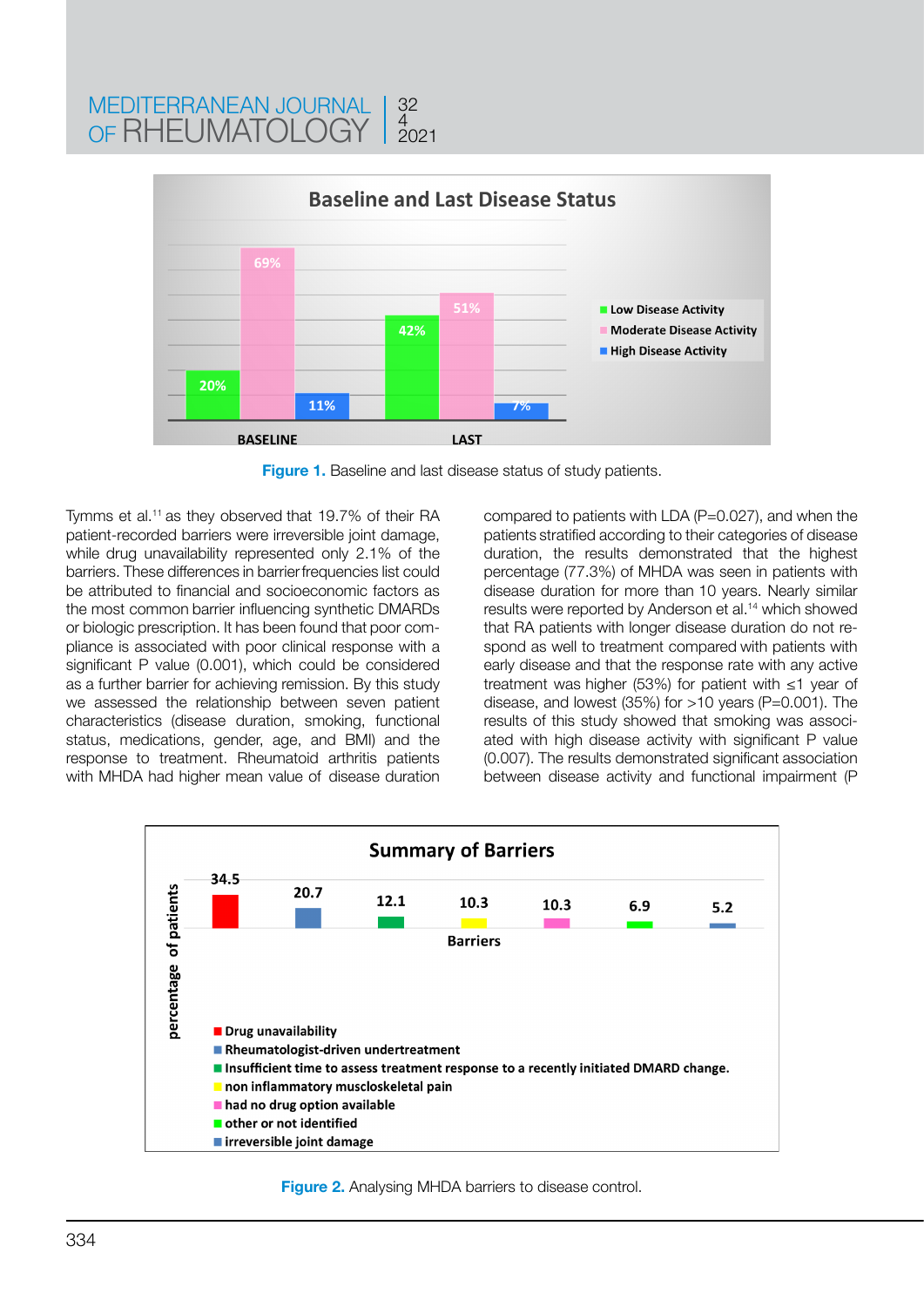**Figure 1.** Baseline and last disease status of study patients.

Tymms et al.[11] as they observed that 19.7% of their RA patient-recorded barriers were irreversible joint damage, while drug unavailability represented only 2.1% of the barriers. These differences in barrier frequencies list could be attributed to financial and socioeconomic factors as the most common barrier influencing synthetic DMARDs or biologic prescription. It has been found that poor compliance is associated with poor clinical response with a significant P value (0.001), which could be considered as a further barrier for achieving remission. By this study we assessed the relationship between seven patient characteristics (disease duration, smoking, functional status, medications, gender, age, and BMI) and the response to treatment. Rheumatoid arthritis patients with MHDA had higher mean value of disease duration compared to patients with LDA (P=0.027), and when the patients stratified according to their categories of disease duration, the results demonstrated that the highest percentage (77.3%) of MHDA was seen in patients with disease duration for more than 10 years. Nearly similar results were reported by Anderson et al.[14] which showed that RA patients with longer disease duration do not respond as well to treatment compared with patients with early disease and that the response rate with any active treatment was higher (53%) for patient with ≤1 year of disease, and lowest (35%) for >10 years (P=0.001). The results of this study showed that smoking was associated with high disease activity with significant P value (0.007). The results demonstrated significant association between disease activity and functional impairment (P

**Figure 2.** Analysing MHDA barriers to disease control.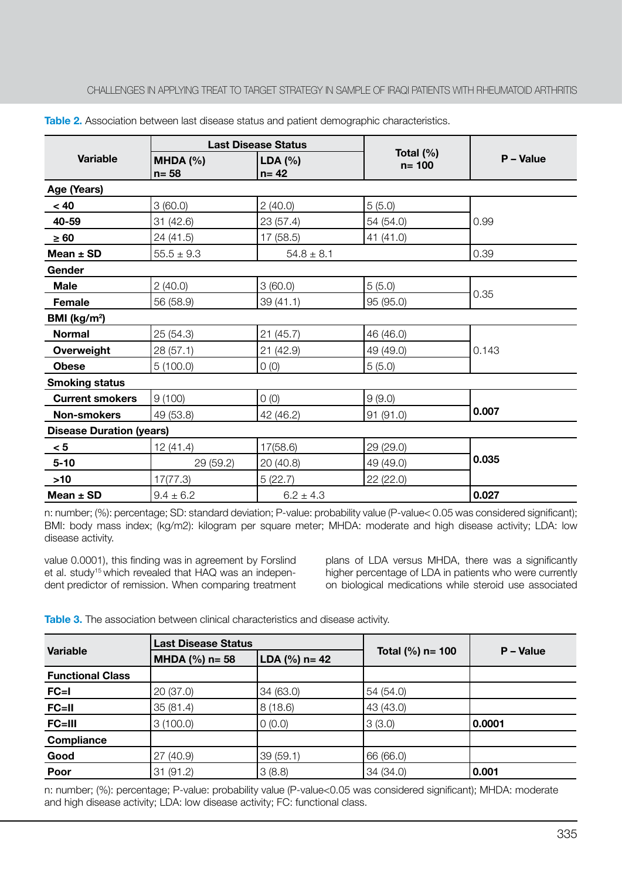**Table 2.** Association between last disease status and patient demographic characteristics.

| Variable | Last Disease Status | | Total (%) n= 100 | P – Value |
|---|---|---|---|---|
| | MHDA (%) n= 58 | LDA (%) n= 42 | | |
| **Age (Years)** | | | | |
| < 40 | 3 (60.0) | 2 (40.0) | 5 (5.0) | 0.99 |
| 40-59 | 31 (42.6) | 23 (57.4) | 54 (54.0) | |
| ≥ 60 | 24 (41.5) | 17 (58.5) | 41 (41.0) | |
| Mean ± SD | 55.5 ± 9.3 | 54.8 ± 8.1 | | 0.39 |
| **Gender** | | | | |
| Male | 2 (40.0) | 3 (60.0) | 5 (5.0) | 0.35 |
| Female | 56 (58.9) | 39 (41.1) | 95 (95.0) | |
| **BMI (kg/m²)** | | | | |
| Normal | 25 (54.3) | 21 (45.7) | 46 (46.0) | 0.143 |
| Overweight | 28 (57.1) | 21 (42.9) | 49 (49.0) | |
| Obese | 5 (100.0) | 0 (0) | 5 (5.0) | |
| **Smoking status** | | | | |
| Current smokers | 9 (100) | 0 (0) | 9 (9.0) | **0.007** |
| Non-smokers | 49 (53.8) | 42 (46.2) | 91 (91.0) | |
| **Disease Duration (years)** | | | | |
| < 5 | 12 (41.4) | 17(58.6) | 29 (29.0) | **0.035** |
| 5-10 | 29 (59.2) | 20 (40.8) | 49 (49.0) | |
| >10 | 17(77.3) | 5 (22.7) | 22 (22.0) | |
| Mean ± SD | 9.4 ± 6.2 | 6.2 ± 4.3 | | **0.027** |

n: number; (%): percentage; SD: standard deviation; P-value: probability value (P-value< 0.05 was considered significant); BMI: body mass index; (kg/m2): kilogram per square meter; MHDA: moderate and high disease activity; LDA: low disease activity.

value 0.0001), this finding was in agreement by Forslind et al. study[15] which revealed that HAQ was an independent predictor of remission. When comparing treatment plans of LDA versus MHDA, there was a significantly higher percentage of LDA in patients who were currently on biological medications while steroid use associated

**Table 3.** The association between clinical characteristics and disease activity.

| Variable | Last Disease Status | | Total (%) n= 100 | P – Value |
|---|---|---|---|---|
| | MHDA (%) n= 58 | LDA (%) n= 42 | | |
| **Functional Class** | | | | |
| FC=I | 20 (37.0) | 34 (63.0) | 54 (54.0) | |
| FC=II | 35 (81.4) | 8 (18.6) | 43 (43.0) | |
| FC=III | 3 (100.0) | 0 (0.0) | 3 (3.0) | **0.0001** |
| **Compliance** | | | | |
| Good | 27 (40.9) | 39 (59.1) | 66 (66.0) | |
| Poor | 31 (91.2) | 3 (8.8) | 34 (34.0) | **0.001** |

n: number; (%): percentage; P-value: probability value (P-value<0.05 was considered significant); MHDA: moderate and high disease activity; LDA: low disease activity; FC: functional class.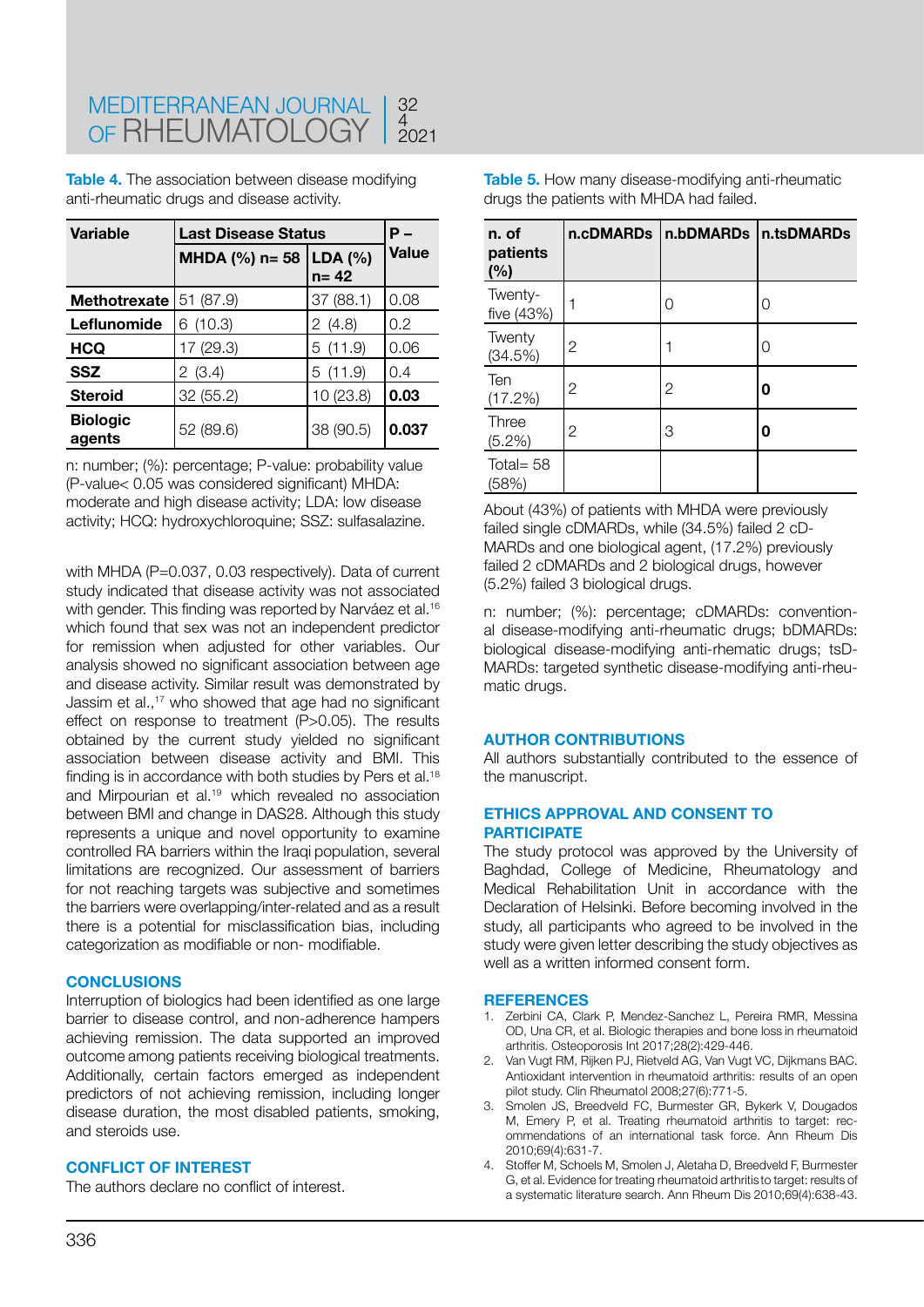**Table 4.** The association between disease modifying anti-rheumatic drugs and disease activity.

| Variable | Last Disease Status | | P – Value |
|---|---|---|---|
| | MHDA (%) n= 58 | LDA (%) n= 42 | |
| **Methotrexate** | 51 (87.9) | 37 (88.1) | 0.08 |
| **Leflunomide** | 6 (10.3) | 2 (4.8) | 0.2 |
| **HCQ** | 17 (29.3) | 5 (11.9) | 0.06 |
| **SSZ** | 2 (3.4) | 5 (11.9) | 0.4 |
| **Steroid** | 32 (55.2) | 10 (23.8) | **0.03** |
| **Biologic agents** | 52 (89.6) | 38 (90.5) | **0.037** |

n: number; (%): percentage; P-value: probability value (P-value< 0.05 was considered significant) MHDA: moderate and high disease activity; LDA: low disease activity; HCQ: hydroxychloroquine; SSZ: sulfasalazine.

with MHDA (P=0.037, 0.03 respectively). Data of current study indicated that disease activity was not associated with gender. This finding was reported by Narváez et al.[16] which found that sex was not an independent predictor for remission when adjusted for other variables. Our analysis showed no significant association between age and disease activity. Similar result was demonstrated by Jassim et al.,[17] who showed that age had no significant effect on response to treatment (P>0.05). The results obtained by the current study yielded no significant association between disease activity and BMI. This finding is in accordance with both studies by Pers et al.[18] and Mirpourian et al.[19] which revealed no association between BMI and change in DAS28. Although this study represents a unique and novel opportunity to examine controlled RA barriers within the Iraqi population, several limitations are recognized. Our assessment of barriers for not reaching targets was subjective and sometimes the barriers were overlapping/inter-related and as a result there is a potential for misclassification bias, including categorization as modifiable or non- modifiable.

## CONCLUSIONS

Interruption of biologics had been identified as one large barrier to disease control, and non-adherence hampers achieving remission. The data supported an improved outcome among patients receiving biological treatments. Additionally, certain factors emerged as independent predictors of not achieving remission, including longer disease duration, the most disabled patients, smoking, and steroids use.

## CONFLICT OF INTEREST

The authors declare no conflict of interest.

**Table 5.** How many disease-modifying anti-rheumatic drugs the patients with MHDA had failed.

| n. of patients (%) | n.cDMARDs | n.bDMARDs | n.tsDMARDs |
|---|---|---|---|
| Twenty-five (43%) | 1 | 0 | 0 |
| Twenty (34.5%) | 2 | 1 | 0 |
| Ten (17.2%) | 2 | 2 | **0** |
| Three (5.2%) | 2 | 3 | **0** |
| Total= 58 (58%) | | | |

About (43%) of patients with MHDA were previously failed single cDMARDs, while (34.5%) failed 2 cDMARDs and one biological agent, (17.2%) previously failed 2 cDMARDs and 2 biological drugs, however (5.2%) failed 3 biological drugs.

n: number; (%): percentage; cDMARDs: conventional disease-modifying anti-rheumatic drugs; bDMARDs: biological disease-modifying anti-rhematic drugs; tsDMARDs: targeted synthetic disease-modifying anti-rheumatic drugs.

## AUTHOR CONTRIBUTIONS

All authors substantially contributed to the essence of the manuscript.

## ETHICS APPROVAL AND CONSENT TO PARTICIPATE

The study protocol was approved by the University of Baghdad, College of Medicine, Rheumatology and Medical Rehabilitation Unit in accordance with the Declaration of Helsinki. Before becoming involved in the study, all participants who agreed to be involved in the study were given letter describing the study objectives as well as a written informed consent form.

## REFERENCES

1. Zerbini CA, Clark P, Mendez-Sanchez L, Pereira RMR, Messina OD, Una CR, et al. Biologic therapies and bone loss in rheumatoid arthritis. Osteoporosis Int 2017;28(2):429-446.
2. Van Vugt RM, Rijken PJ, Rietveld AG, Van Vugt VC, Dijkmans BAC. Antioxidant intervention in rheumatoid arthritis: results of an open pilot study. Clin Rheumatol 2008;27(6):771-5.
3. Smolen JS, Breedveld FC, Burmester GR, Bykerk V, Dougados M, Emery P, et al. Treating rheumatoid arthritis to target: recommendations of an international task force. Ann Rheum Dis 2010;69(4):631-7.
4. Stoffer M, Schoels M, Smolen J, Aletaha D, Breedveld F, Burmester G, et al. Evidence for treating rheumatoid arthritis to target: results of a systematic literature search. Ann Rheum Dis 2010;69(4):638-43.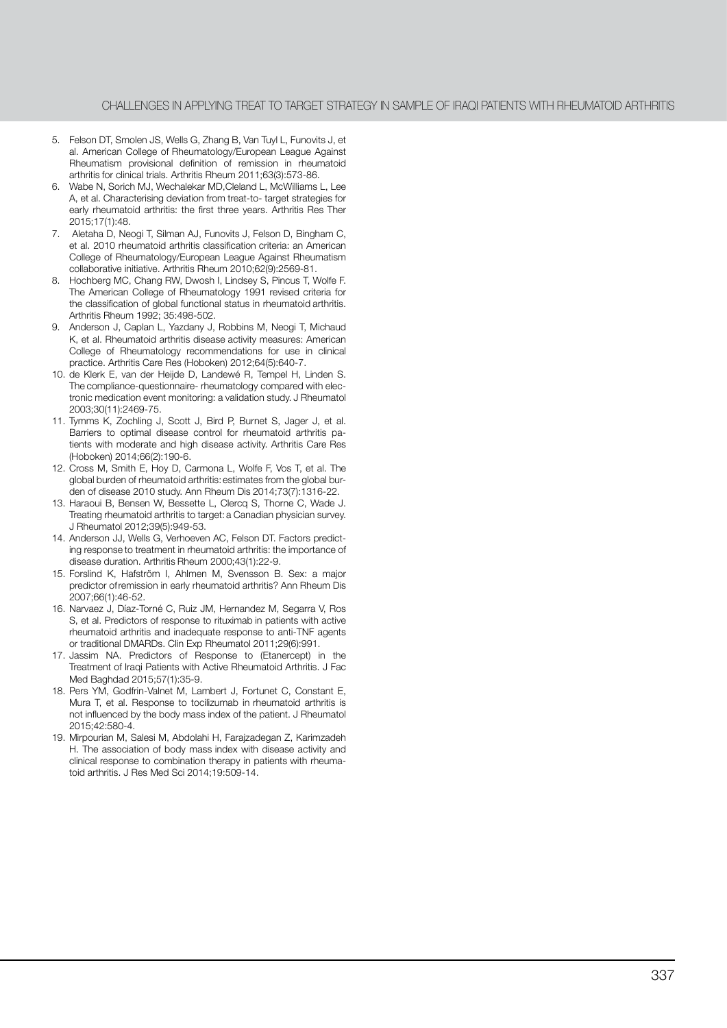5. Felson DT, Smolen JS, Wells G, Zhang B, Van Tuyl L, Funovits J, et al. American College of Rheumatology/European League Against Rheumatism provisional definition of remission in rheumatoid arthritis for clinical trials. Arthritis Rheum 2011;63(3):573-86.
6. Wabe N, Sorich MJ, Wechalekar MD,Cleland L, McWilliams L, Lee A, et al. Characterising deviation from treat-to- target strategies for early rheumatoid arthritis: the first three years. Arthritis Res Ther 2015;17(1):48.
7. Aletaha D, Neogi T, Silman AJ, Funovits J, Felson D, Bingham C, et al. 2010 rheumatoid arthritis classification criteria: an American College of Rheumatology/European League Against Rheumatism collaborative initiative. Arthritis Rheum 2010;62(9):2569-81.
8. Hochberg MC, Chang RW, Dwosh I, Lindsey S, Pincus T, Wolfe F. The American College of Rheumatology 1991 revised criteria for the classification of global functional status in rheumatoid arthritis. Arthritis Rheum 1992; 35:498-502.
9. Anderson J, Caplan L, Yazdany J, Robbins M, Neogi T, Michaud K, et al. Rheumatoid arthritis disease activity measures: American College of Rheumatology recommendations for use in clinical practice. Arthritis Care Res (Hoboken) 2012;64(5):640-7.
10. de Klerk E, van der Heijde D, Landewé R, Tempel H, Linden S. The compliance-questionnaire- rheumatology compared with electronic medication event monitoring: a validation study. J Rheumatol 2003;30(11):2469-75.
11. Tymms K, Zochling J, Scott J, Bird P, Burnet S, Jager J, et al. Barriers to optimal disease control for rheumatoid arthritis patients with moderate and high disease activity. Arthritis Care Res (Hoboken) 2014;66(2):190-6.
12. Cross M, Smith E, Hoy D, Carmona L, Wolfe F, Vos T, et al. The global burden of rheumatoid arthritis: estimates from the global burden of disease 2010 study. Ann Rheum Dis 2014;73(7):1316-22.
13. Haraoui B, Bensen W, Bessette L, Clercq S, Thorne C, Wade J. Treating rheumatoid arthritis to target: a Canadian physician survey. J Rheumatol 2012;39(5):949-53.
14. Anderson JJ, Wells G, Verhoeven AC, Felson DT. Factors predicting response to treatment in rheumatoid arthritis: the importance of disease duration. Arthritis Rheum 2000;43(1):22-9.
15. Forslind K, Hafström I, Ahlmen M, Svensson B. Sex: a major predictor ofremission in early rheumatoid arthritis? Ann Rheum Dis 2007;66(1):46-52.
16. Narvaez J, Díaz-Torné C, Ruiz JM, Hernandez M, Segarra V, Ros S, et al. Predictors of response to rituximab in patients with active rheumatoid arthritis and inadequate response to anti-TNF agents or traditional DMARDs. Clin Exp Rheumatol 2011;29(6):991.
17. Jassim NA. Predictors of Response to (Etanercept) in the Treatment of Iraqi Patients with Active Rheumatoid Arthritis. J Fac Med Baghdad 2015;57(1):35-9.
18. Pers YM, Godfrin-Valnet M, Lambert J, Fortunet C, Constant E, Mura T, et al. Response to tocilizumab in rheumatoid arthritis is not influenced by the body mass index of the patient. J Rheumatol 2015;42:580-4.
19. Mirpourian M, Salesi M, Abdolahi H, Farajzadegan Z, Karimzadeh H. The association of body mass index with disease activity and clinical response to combination therapy in patients with rheumatoid arthritis. J Res Med Sci 2014;19:509-14.